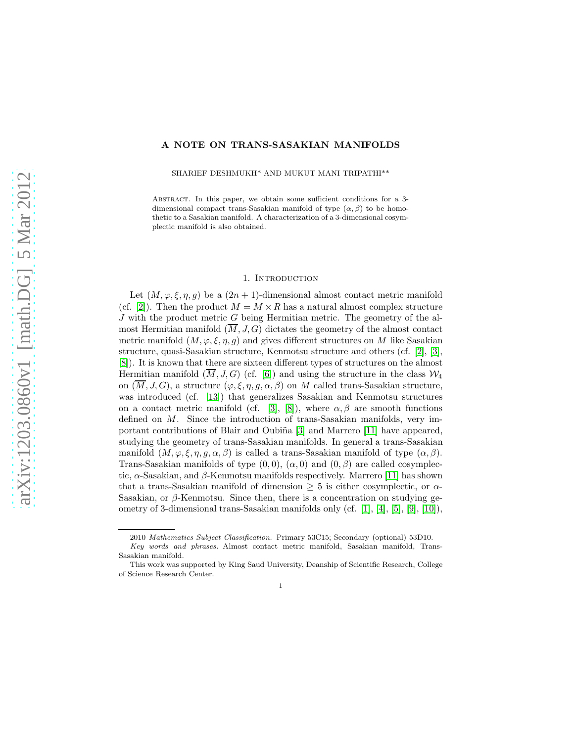# A NOTE ON TRANS-SASAKIAN MANIFOLDS

SHARIEF DESHMUKH* AND MUKUT MANI TRIPATHI**

Abstract. In this paper, we obtain some sufficient conditions for a 3-dimensional compact trans-Sasakian manifold of type $(\alpha, \beta)$ to be homothetic to a Sasakian manifold. A characterization of a 3-dimensional cosymplectic manifold is also obtained.

## 1. Introduction

Let $(M, \varphi, \xi, \eta, g)$ be a $(2n+1)$-dimensional almost contact metric manifold (cf. [2]). Then the product $\overline{M} = M \times R$ has a natural almost complex structure $J$ with the product metric $G$ being Hermitian metric. The geometry of the almost Hermitian manifold $(\overline{M}, J, G)$ dictates the geometry of the almost contact metric manifold $(M, \varphi, \xi, \eta, g)$ and gives different structures on $M$ like Sasakian structure, quasi-Sasakian structure, Kenmotsu structure and others (cf. [2], [3], [8]). It is known that there are sixteen different types of structures on the almost Hermitian manifold $(\overline{M}, J, G)$ (cf. [6]) and using the structure in the class $\mathcal{W}_4$ on $(\overline{M}, J, G)$, a structure $(\varphi, \xi, \eta, g, \alpha, \beta)$ on $M$ called trans-Sasakian structure, was introduced (cf. [13]) that generalizes Sasakian and Kenmotsu structures on a contact metric manifold (cf. [3], [8]), where $\alpha, \beta$ are smooth functions defined on $M$. Since the introduction of trans-Sasakian manifolds, very important contributions of Blair and Oubiña [3] and Marrero [11] have appeared, studying the geometry of trans-Sasakian manifolds. In general a trans-Sasakian manifold $(M, \varphi, \xi, \eta, g, \alpha, \beta)$ is called a trans-Sasakian manifold of type $(\alpha, \beta)$. Trans-Sasakian manifolds of type $(0, 0)$, $(\alpha, 0)$ and $(0, \beta)$ are called cosymplectic, $\alpha$-Sasakian, and $\beta$-Kenmotsu manifolds respectively. Marrero [11] has shown that a trans-Sasakian manifold of dimension $\geq 5$ is either cosymplectic, or $\alpha$-Sasakian, or $\beta$-Kenmotsu. Since then, there is a concentration on studying geometry of 3-dimensional trans-Sasakian manifolds only (cf. [1], [4], [5], [9], [10]),

2010 *Mathematics Subject Classification.* Primary 53C15; Secondary (optional) 53D10.

*Key words and phrases.* Almost contact metric manifold, Sasakian manifold, Trans-Sasakian manifold.

This work was supported by King Saud University, Deanship of Scientific Research, College of Science Research Center.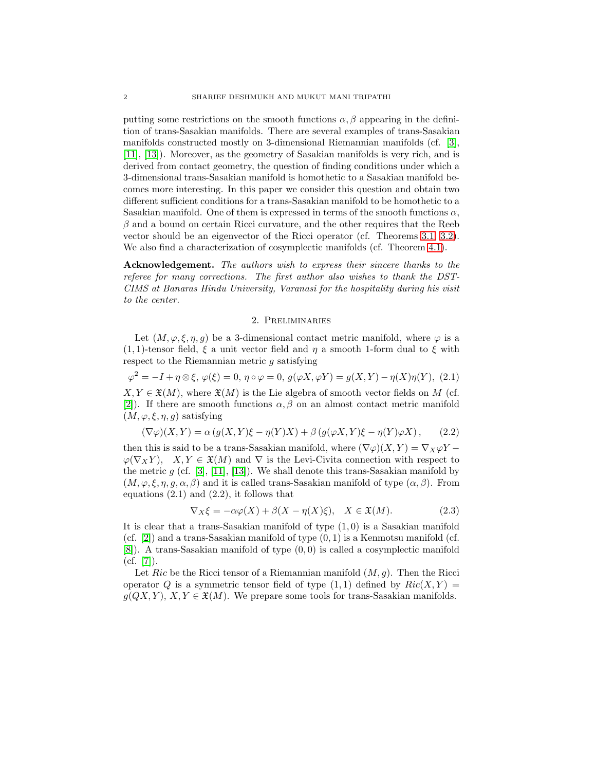putting some restrictions on the smooth functions $\alpha, \beta$ appearing in the definition of trans-Sasakian manifolds. There are several examples of trans-Sasakian manifolds constructed mostly on 3-dimensional Riemannian manifolds (cf. [3], [11], [13]). Moreover, as the geometry of Sasakian manifolds is very rich, and is derived from contact geometry, the question of finding conditions under which a 3-dimensional trans-Sasakian manifold is homothetic to a Sasakian manifold becomes more interesting. In this paper we consider this question and obtain two different sufficient conditions for a trans-Sasakian manifold to be homothetic to a Sasakian manifold. One of them is expressed in terms of the smooth functions $\alpha$, $\beta$ and a bound on certain Ricci curvature, and the other requires that the Reeb vector should be an eigenvector of the Ricci operator (cf. Theorems 3.1, 3.2). We also find a characterization of cosymplectic manifolds (cf. Theorem 4.1).

**Acknowledgement.** *The authors wish to express their sincere thanks to the referee for many corrections. The first author also wishes to thank the DST-CIMS at Banaras Hindu University, Varanasi for the hospitality during his visit to the center.*

## 2. Preliminaries

Let $(M, \varphi, \xi, \eta, g)$ be a 3-dimensional contact metric manifold, where $\varphi$ is a $(1,1)$-tensor field, $\xi$ a unit vector field and $\eta$ a smooth 1-form dual to $\xi$ with respect to the Riemannian metric $g$ satisfying

$$\varphi^2 = -I + \eta \otimes \xi,\ \varphi(\xi) = 0,\ \eta \circ \varphi = 0,\ g(\varphi X, \varphi Y) = g(X, Y) - \eta(X)\eta(Y), \quad (2.1)$$

$X, Y \in \mathfrak{X}(M)$, where $\mathfrak{X}(M)$ is the Lie algebra of smooth vector fields on $M$ (cf. [2]). If there are smooth functions $\alpha, \beta$ on an almost contact metric manifold $(M, \varphi, \xi, \eta, g)$ satisfying

$$(\nabla\varphi)(X, Y) = \alpha\left(g(X, Y)\xi - \eta(Y)X\right) + \beta\left(g(\varphi X, Y)\xi - \eta(Y)\varphi X\right), \quad (2.2)$$

then this is said to be a trans-Sasakian manifold, where $(\nabla\varphi)(X, Y) = \nabla_X \varphi Y - \varphi(\nabla_X Y)$, $\quad X, Y \in \mathfrak{X}(M)$ and $\nabla$ is the Levi-Civita connection with respect to the metric $g$ (cf. [3], [11], [13]). We shall denote this trans-Sasakian manifold by $(M, \varphi, \xi, \eta, g, \alpha, \beta)$ and it is called trans-Sasakian manifold of type $(\alpha, \beta)$. From equations (2.1) and (2.2), it follows that

$$\nabla_X \xi = -\alpha\varphi(X) + \beta(X - \eta(X)\xi), \quad X \in \mathfrak{X}(M). \quad (2.3)$$

It is clear that a trans-Sasakian manifold of type $(1, 0)$ is a Sasakian manifold (cf. [2]) and a trans-Sasakian manifold of type $(0, 1)$ is a Kenmotsu manifold (cf. [8]). A trans-Sasakian manifold of type $(0, 0)$ is called a cosymplectic manifold (cf. [7]).

Let $Ric$ be the Ricci tensor of a Riemannian manifold $(M, g)$. Then the Ricci operator $Q$ is a symmetric tensor field of type $(1, 1)$ defined by $Ric(X, Y) = g(QX, Y)$, $X, Y \in \mathfrak{X}(M)$. We prepare some tools for trans-Sasakian manifolds.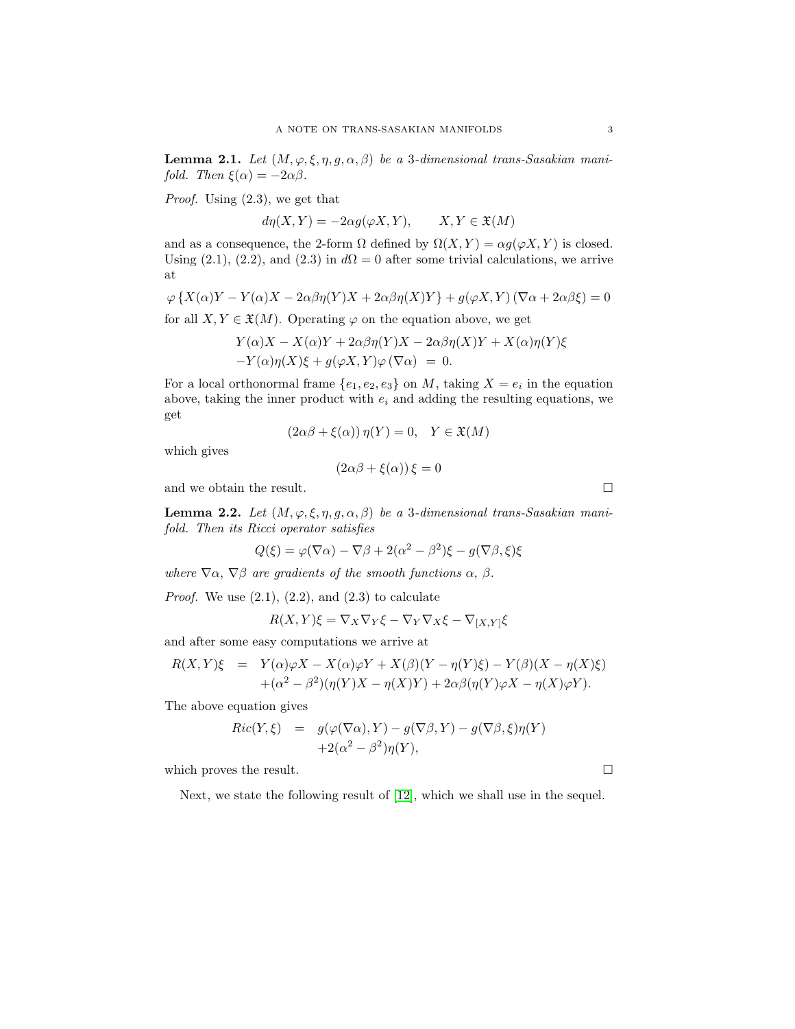**Lemma 2.1.** *Let $(M, \varphi, \xi, \eta, g, \alpha, \beta)$ be a 3-dimensional trans-Sasakian manifold. Then $\xi(\alpha) = -2\alpha\beta$.*

*Proof.* Using (2.3), we get that

$$d\eta(X, Y) = -2\alpha g(\varphi X, Y), \qquad X, Y \in \mathfrak{X}(M)$$

and as a consequence, the 2-form $\Omega$ defined by $\Omega(X, Y) = \alpha g(\varphi X, Y)$ is closed. Using (2.1), (2.2), and (2.3) in $d\Omega = 0$ after some trivial calculations, we arrive at

$$\varphi \{X(\alpha)Y - Y(\alpha)X - 2\alpha\beta\eta(Y)X + 2\alpha\beta\eta(X)Y\} + g(\varphi X, Y)(\nabla\alpha + 2\alpha\beta\xi) = 0$$

for all $X, Y \in \mathfrak{X}(M)$. Operating $\varphi$ on the equation above, we get

$$\begin{aligned} &Y(\alpha)X - X(\alpha)Y + 2\alpha\beta\eta(Y)X - 2\alpha\beta\eta(X)Y + X(\alpha)\eta(Y)\xi \\ &-Y(\alpha)\eta(X)\xi + g(\varphi X, Y)\varphi(\nabla\alpha) \; = \; 0. \end{aligned}$$

For a local orthonormal frame $\{e_1, e_2, e_3\}$ on $M$, taking $X = e_i$ in the equation above, taking the inner product with $e_i$ and adding the resulting equations, we get

$$(2\alpha\beta + \xi(\alpha))\,\eta(Y) = 0, \quad Y \in \mathfrak{X}(M)$$

which gives

$$(2\alpha\beta + \xi(\alpha))\,\xi = 0$$

and we obtain the result. □

**Lemma 2.2.** *Let $(M, \varphi, \xi, \eta, g, \alpha, \beta)$ be a 3-dimensional trans-Sasakian manifold. Then its Ricci operator satisfies*

$$Q(\xi) = \varphi(\nabla\alpha) - \nabla\beta + 2(\alpha^2 - \beta^2)\xi - g(\nabla\beta, \xi)\xi$$

*where $\nabla\alpha$, $\nabla\beta$ are gradients of the smooth functions $\alpha$, $\beta$.*

*Proof.* We use (2.1), (2.2), and (2.3) to calculate

$$R(X, Y)\xi = \nabla_X\nabla_Y\xi - \nabla_Y\nabla_X\xi - \nabla_{[X,Y]}\xi$$

and after some easy computations we arrive at

$$\begin{aligned} R(X, Y)\xi \;\; = \;\; & Y(\alpha)\varphi X - X(\alpha)\varphi Y + X(\beta)(Y - \eta(Y)\xi) - Y(\beta)(X - \eta(X)\xi) \\ & + (\alpha^2 - \beta^2)(\eta(Y)X - \eta(X)Y) + 2\alpha\beta(\eta(Y)\varphi X - \eta(X)\varphi Y). \end{aligned}$$

The above equation gives

$$\begin{aligned} Ric(Y, \xi) \;\; = \;\; & g(\varphi(\nabla\alpha), Y) - g(\nabla\beta, Y) - g(\nabla\beta, \xi)\eta(Y) \\ & + 2(\alpha^2 - \beta^2)\eta(Y), \end{aligned}$$

which proves the result. □

Next, we state the following result of [12], which we shall use in the sequel.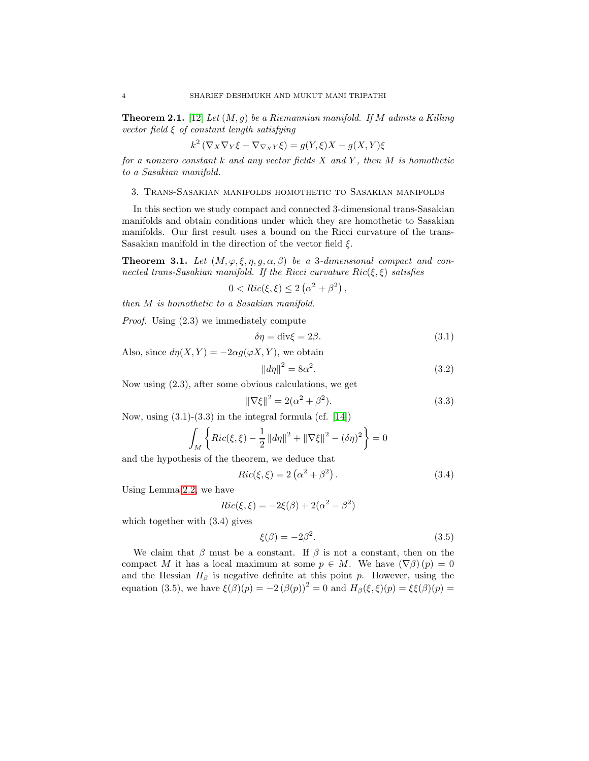**Theorem 2.1.** [12] *Let $(M, g)$ be a Riemannian manifold. If $M$ admits a Killing vector field $\xi$ of constant length satisfying*

$$k^2 \left(\nabla_X \nabla_Y \xi - \nabla_{\nabla_X Y} \xi\right) = g(Y, \xi)X - g(X, Y)\xi$$

*for a nonzero constant $k$ and any vector fields $X$ and $Y$, then $M$ is homothetic to a Sasakian manifold.*

## 3. Trans-Sasakian manifolds homothetic to Sasakian manifolds

In this section we study compact and connected 3-dimensional trans-Sasakian manifolds and obtain conditions under which they are homothetic to Sasakian manifolds. Our first result uses a bound on the Ricci curvature of the trans-Sasakian manifold in the direction of the vector field $\xi$.

**Theorem 3.1.** *Let $(M, \varphi, \xi, \eta, g, \alpha, \beta)$ be a 3-dimensional compact and connected trans-Sasakian manifold. If the Ricci curvature $Ric(\xi, \xi)$ satisfies*

$$0 < Ric(\xi, \xi) \leq 2\left(\alpha^2 + \beta^2\right),$$

*then $M$ is homothetic to a Sasakian manifold.*

*Proof.* Using (2.3) we immediately compute

$$\delta\eta = \text{div}\xi = 2\beta. \tag{3.1}$$

Also, since $d\eta(X, Y) = -2\alpha g(\varphi X, Y)$, we obtain

$$\|d\eta\|^2 = 8\alpha^2. \tag{3.2}$$

Now using (2.3), after some obvious calculations, we get

$$\|\nabla\xi\|^2 = 2(\alpha^2 + \beta^2). \tag{3.3}$$

Now, using (3.1)-(3.3) in the integral formula (cf. [14])

$$\int_M \left\{ Ric(\xi, \xi) - \frac{1}{2}\|d\eta\|^2 + \|\nabla\xi\|^2 - (\delta\eta)^2 \right\} = 0$$

and the hypothesis of the theorem, we deduce that

$$Ric(\xi, \xi) = 2\left(\alpha^2 + \beta^2\right). \tag{3.4}$$

Using Lemma 2.2, we have

$$Ric(\xi, \xi) = -2\xi(\beta) + 2(\alpha^2 - \beta^2)$$

which together with (3.4) gives

$$\xi(\beta) = -2\beta^2. \tag{3.5}$$

We claim that $\beta$ must be a constant. If $\beta$ is not a constant, then on the compact $M$ it has a local maximum at some $p \in M$. We have $(\nabla\beta)(p) = 0$ and the Hessian $H_\beta$ is negative definite at this point $p$. However, using the equation (3.5), we have $\xi(\beta)(p) = -2(\beta(p))^2 = 0$ and $H_\beta(\xi, \xi)(p) = \xi\xi(\beta)(p) =$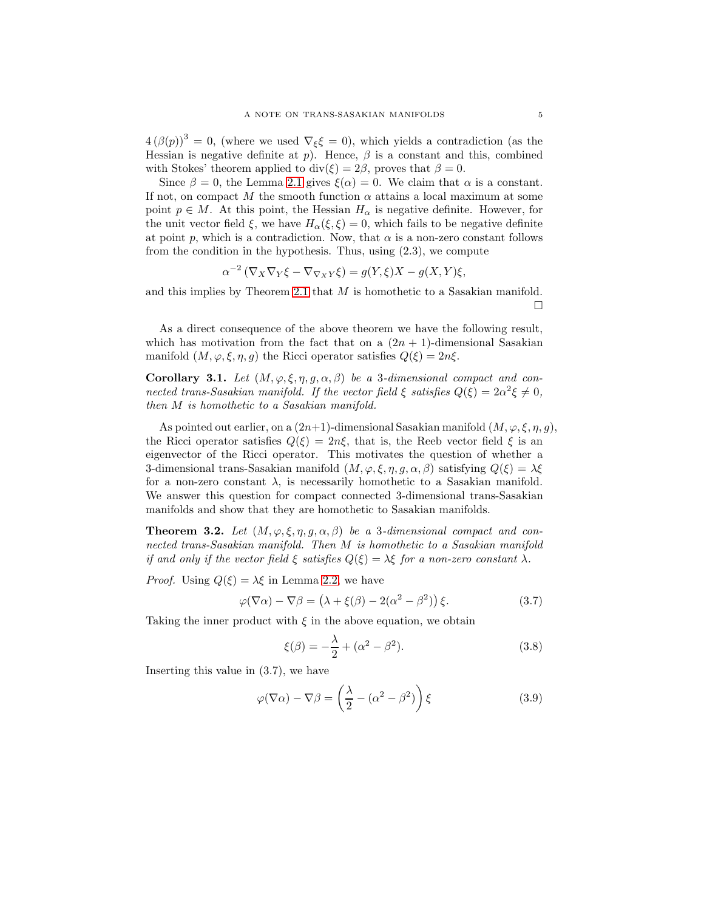$4(\beta(p))^3 = 0$, (where we used $\nabla_\xi \xi = 0$), which yields a contradiction (as the Hessian is negative definite at $p$). Hence, $\beta$ is a constant and this, combined with Stokes' theorem applied to $\operatorname{div}(\xi) = 2\beta$, proves that $\beta = 0$.

Since $\beta = 0$, the Lemma 2.1 gives $\xi(\alpha) = 0$. We claim that $\alpha$ is a constant. If not, on compact $M$ the smooth function $\alpha$ attains a local maximum at some point $p \in M$. At this point, the Hessian $H_\alpha$ is negative definite. However, for the unit vector field $\xi$, we have $H_\alpha(\xi, \xi) = 0$, which fails to be negative definite at point $p$, which is a contradiction. Now, that $\alpha$ is a non-zero constant follows from the condition in the hypothesis. Thus, using (2.3), we compute

$$\alpha^{-2}\left(\nabla_X \nabla_Y \xi - \nabla_{\nabla_X Y} \xi\right) = g(Y, \xi)X - g(X, Y)\xi,$$

and this implies by Theorem 2.1 that $M$ is homothetic to a Sasakian manifold. □

As a direct consequence of the above theorem we have the following result, which has motivation from the fact that on a $(2n+1)$-dimensional Sasakian manifold $(M, \varphi, \xi, \eta, g)$ the Ricci operator satisfies $Q(\xi) = 2n\xi$.

**Corollary 3.1.** *Let $(M, \varphi, \xi, \eta, g, \alpha, \beta)$ be a 3-dimensional compact and connected trans-Sasakian manifold. If the vector field $\xi$ satisfies $Q(\xi) = 2\alpha^2\xi \neq 0$, then $M$ is homothetic to a Sasakian manifold.*

As pointed out earlier, on a $(2n+1)$-dimensional Sasakian manifold $(M, \varphi, \xi, \eta, g)$, the Ricci operator satisfies $Q(\xi) = 2n\xi$, that is, the Reeb vector field $\xi$ is an eigenvector of the Ricci operator. This motivates the question of whether a 3-dimensional trans-Sasakian manifold $(M, \varphi, \xi, \eta, g, \alpha, \beta)$ satisfying $Q(\xi) = \lambda\xi$ for a non-zero constant $\lambda$, is necessarily homothetic to a Sasakian manifold. We answer this question for compact connected 3-dimensional trans-Sasakian manifolds and show that they are homothetic to Sasakian manifolds.

**Theorem 3.2.** *Let $(M, \varphi, \xi, \eta, g, \alpha, \beta)$ be a 3-dimensional compact and connected trans-Sasakian manifold. Then $M$ is homothetic to a Sasakian manifold if and only if the vector field $\xi$ satisfies $Q(\xi) = \lambda\xi$ for a non-zero constant $\lambda$.*

*Proof.* Using $Q(\xi) = \lambda\xi$ in Lemma 2.2, we have

$$\varphi(\nabla\alpha) - \nabla\beta = \left(\lambda + \xi(\beta) - 2(\alpha^2 - \beta^2)\right)\xi. \tag{3.7}$$

Taking the inner product with $\xi$ in the above equation, we obtain

$$\xi(\beta) = -\frac{\lambda}{2} + (\alpha^2 - \beta^2). \tag{3.8}$$

Inserting this value in (3.7), we have

$$\varphi(\nabla\alpha) - \nabla\beta = \left(\frac{\lambda}{2} - (\alpha^2 - \beta^2)\right)\xi \tag{3.9}$$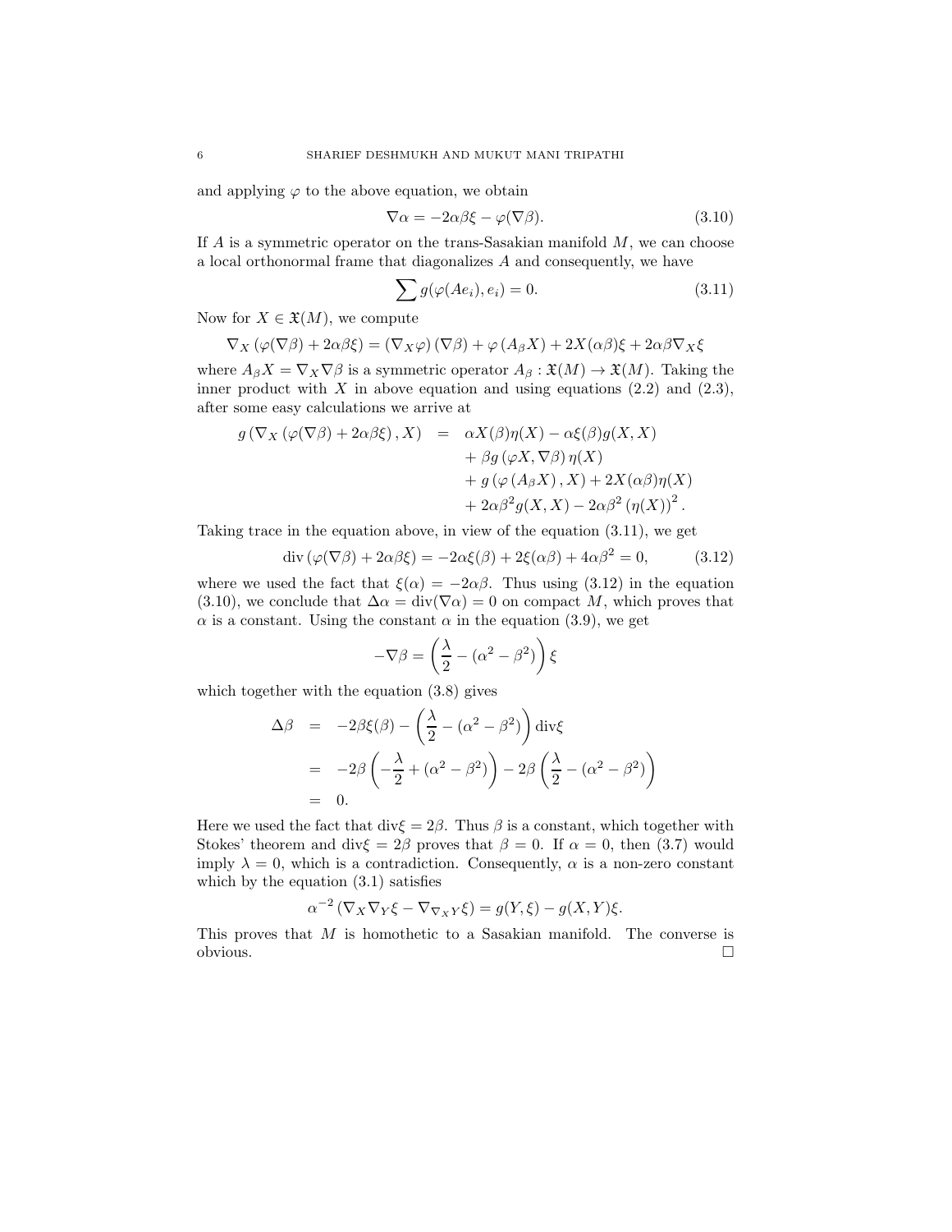and applying $\varphi$ to the above equation, we obtain

$$\nabla\alpha = -2\alpha\beta\xi - \varphi(\nabla\beta). \tag{3.10}$$

If $A$ is a symmetric operator on the trans-Sasakian manifold $M$, we can choose a local orthonormal frame that diagonalizes $A$ and consequently, we have

$$\sum g(\varphi(Ae_i), e_i) = 0. \tag{3.11}$$

Now for $X \in \mathfrak{X}(M)$, we compute

$$\nabla_X\left(\varphi(\nabla\beta) + 2\alpha\beta\xi\right) = \left(\nabla_X\varphi\right)(\nabla\beta) + \varphi\left(A_\beta X\right) + 2X(\alpha\beta)\xi + 2\alpha\beta\nabla_X\xi$$

where $A_\beta X = \nabla_X\nabla\beta$ is a symmetric operator $A_\beta : \mathfrak{X}(M) \to \mathfrak{X}(M)$. Taking the inner product with $X$ in above equation and using equations (2.2) and (2.3), after some easy calculations we arrive at

$$\begin{aligned}
g\left(\nabla_X\left(\varphi(\nabla\beta) + 2\alpha\beta\xi\right), X\right) &= \alpha X(\beta)\eta(X) - \alpha\xi(\beta)g(X,X) \\
&\quad + \beta g\left(\varphi X, \nabla\beta\right)\eta(X) \\
&\quad + g\left(\varphi\left(A_\beta X\right), X\right) + 2X(\alpha\beta)\eta(X) \\
&\quad + 2\alpha\beta^2 g(X,X) - 2\alpha\beta^2\left(\eta(X)\right)^2.
\end{aligned}$$

Taking trace in the equation above, in view of the equation (3.11), we get

$$\operatorname{div}\left(\varphi(\nabla\beta) + 2\alpha\beta\xi\right) = -2\alpha\xi(\beta) + 2\xi(\alpha\beta) + 4\alpha\beta^2 = 0, \tag{3.12}$$

where we used the fact that $\xi(\alpha) = -2\alpha\beta$. Thus using (3.12) in the equation (3.10), we conclude that $\Delta\alpha = \operatorname{div}(\nabla\alpha) = 0$ on compact $M$, which proves that $\alpha$ is a constant. Using the constant $\alpha$ in the equation (3.9), we get

$$-\nabla\beta = \left(\frac{\lambda}{2} - \left(\alpha^2 - \beta^2\right)\right)\xi$$

which together with the equation (3.8) gives

$$\begin{aligned}
\Delta\beta &= -2\beta\xi(\beta) - \left(\frac{\lambda}{2} - \left(\alpha^2 - \beta^2\right)\right)\operatorname{div}\xi \\
&= -2\beta\left(-\frac{\lambda}{2} + \left(\alpha^2 - \beta^2\right)\right) - 2\beta\left(\frac{\lambda}{2} - \left(\alpha^2 - \beta^2\right)\right) \\
&= 0.
\end{aligned}$$

Here we used the fact that $\operatorname{div}\xi = 2\beta$. Thus $\beta$ is a constant, which together with Stokes' theorem and $\operatorname{div}\xi = 2\beta$ proves that $\beta = 0$. If $\alpha = 0$, then (3.7) would imply $\lambda = 0$, which is a contradiction. Consequently, $\alpha$ is a non-zero constant which by the equation (3.1) satisfies

$$\alpha^{-2}\left(\nabla_X\nabla_Y\xi - \nabla_{\nabla_X Y}\xi\right) = g(Y,\xi) - g(X,Y)\xi.$$

This proves that $M$ is homothetic to a Sasakian manifold. The converse is obvious. □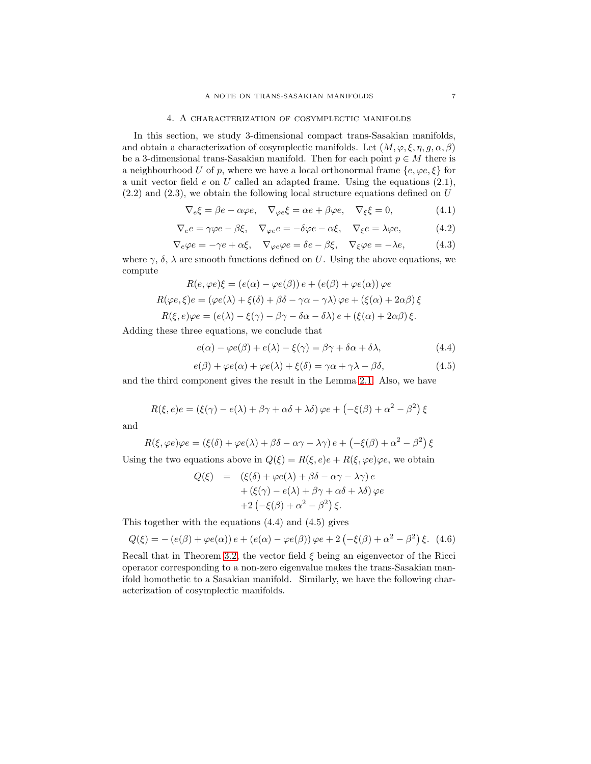## 4. A characterization of cosymplectic manifolds

In this section, we study 3-dimensional compact trans-Sasakian manifolds, and obtain a characterization of cosymplectic manifolds. Let $(M, \varphi, \xi, \eta, g, \alpha, \beta)$ be a 3-dimensional trans-Sasakian manifold. Then for each point $p \in M$ there is a neighbourhood $U$ of $p$, where we have a local orthonormal frame $\{e, \varphi e, \xi\}$ for a unit vector field $e$ on $U$ called an adapted frame. Using the equations (2.1), (2.2) and (2.3), we obtain the following local structure equations defined on $U$

$$\nabla_e \xi = \beta e - \alpha \varphi e, \quad \nabla_{\varphi e} \xi = \alpha e + \beta \varphi e, \quad \nabla_\xi \xi = 0, \tag{4.1}$$

$$\nabla_e e = \gamma \varphi e - \beta \xi, \quad \nabla_{\varphi e} e = -\delta \varphi e - \alpha \xi, \quad \nabla_\xi e = \lambda \varphi e, \tag{4.2}$$

$$\nabla_e \varphi e = -\gamma e + \alpha \xi, \quad \nabla_{\varphi e} \varphi e = \delta e - \beta \xi, \quad \nabla_\xi \varphi e = -\lambda e, \tag{4.3}$$

where $\gamma$, $\delta$, $\lambda$ are smooth functions defined on $U$. Using the above equations, we compute

$$R(e, \varphi e)\xi = (e(\alpha) - \varphi e(\beta))\, e + (e(\beta) + \varphi e(\alpha))\, \varphi e$$

$$R(\varphi e, \xi)e = (\varphi e(\lambda) + \xi(\delta) + \beta\delta - \gamma\alpha - \gamma\lambda)\, \varphi e + (\xi(\alpha) + 2\alpha\beta)\, \xi$$

$$R(\xi, e)\varphi e = (e(\lambda) - \xi(\gamma) - \beta\gamma - \delta\alpha - \delta\lambda)\, e + (\xi(\alpha) + 2\alpha\beta)\, \xi.$$

Adding these three equations, we conclude that

$$e(\alpha) - \varphi e(\beta) + e(\lambda) - \xi(\gamma) = \beta\gamma + \delta\alpha + \delta\lambda, \tag{4.4}$$

$$e(\beta) + \varphi e(\alpha) + \varphi e(\lambda) + \xi(\delta) = \gamma\alpha + \gamma\lambda - \beta\delta, \tag{4.5}$$

and the third component gives the result in the Lemma 2.1. Also, we have

$$R(\xi, e)e = (\xi(\gamma) - e(\lambda) + \beta\gamma + \alpha\delta + \lambda\delta)\, \varphi e + \left(-\xi(\beta) + \alpha^2 - \beta^2\right) \xi$$

and

$$R(\xi, \varphi e)\varphi e = (\xi(\delta) + \varphi e(\lambda) + \beta\delta - \alpha\gamma - \lambda\gamma)\, e + \left(-\xi(\beta) + \alpha^2 - \beta^2\right) \xi$$

Using the two equations above in $Q(\xi) = R(\xi, e)e + R(\xi, \varphi e)\varphi e$, we obtain

$$\begin{aligned} Q(\xi) \quad = \quad & (\xi(\delta) + \varphi e(\lambda) + \beta\delta - \alpha\gamma - \lambda\gamma)\, e \\ & + (\xi(\gamma) - e(\lambda) + \beta\gamma + \alpha\delta + \lambda\delta)\, \varphi e \\ & + 2\left(-\xi(\beta) + \alpha^2 - \beta^2\right) \xi. \end{aligned}$$

This together with the equations (4.4) and (4.5) gives

$$Q(\xi) = -\left(e(\beta) + \varphi e(\alpha)\right) e + \left(e(\alpha) - \varphi e(\beta)\right) \varphi e + 2\left(-\xi(\beta) + \alpha^2 - \beta^2\right) \xi. \tag{4.6}$$

Recall that in Theorem 3.2, the vector field $\xi$ being an eigenvector of the Ricci operator corresponding to a non-zero eigenvalue makes the trans-Sasakian manifold homothetic to a Sasakian manifold. Similarly, we have the following characterization of cosymplectic manifolds.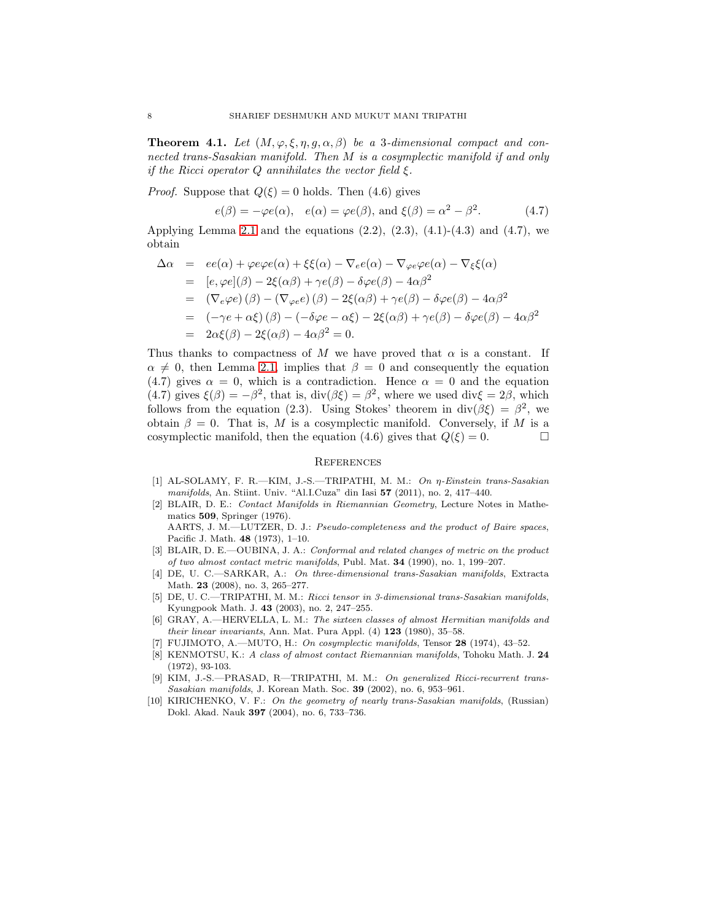**Theorem 4.1.** *Let $(M, \varphi, \xi, \eta, g, \alpha, \beta)$ be a 3-dimensional compact and connected trans-Sasakian manifold. Then $M$ is a cosymplectic manifold if and only if the Ricci operator $Q$ annihilates the vector field $\xi$.*

*Proof.* Suppose that $Q(\xi) = 0$ holds. Then (4.6) gives

$$e(\beta) = -\varphi e(\alpha), \quad e(\alpha) = \varphi e(\beta), \text{ and } \xi(\beta) = \alpha^2 - \beta^2. \tag{4.7}$$

Applying Lemma 2.1 and the equations (2.2), (2.3), (4.1)-(4.3) and (4.7), we obtain

$$\begin{aligned}
\Delta\alpha &= ee(\alpha) + \varphi e\varphi e(\alpha) + \xi\xi(\alpha) - \nabla_e e(\alpha) - \nabla_{\varphi e}\varphi e(\alpha) - \nabla_\xi \xi(\alpha) \\
&= [e, \varphi e](\beta) - 2\xi(\alpha\beta) + \gamma e(\beta) - \delta\varphi e(\beta) - 4\alpha\beta^2 \\
&= (\nabla_e \varphi e)(\beta) - (\nabla_{\varphi e} e)(\beta) - 2\xi(\alpha\beta) + \gamma e(\beta) - \delta\varphi e(\beta) - 4\alpha\beta^2 \\
&= (-\gamma e + \alpha\xi)(\beta) - (-\delta\varphi e - \alpha\xi) - 2\xi(\alpha\beta) + \gamma e(\beta) - \delta\varphi e(\beta) - 4\alpha\beta^2 \\
&= 2\alpha\xi(\beta) - 2\xi(\alpha\beta) - 4\alpha\beta^2 = 0.
\end{aligned}$$

Thus thanks to compactness of $M$ we have proved that $\alpha$ is a constant. If $\alpha \neq 0$, then Lemma 2.1 implies that $\beta = 0$ and consequently the equation (4.7) gives $\alpha = 0$, which is a contradiction. Hence $\alpha = 0$ and the equation (4.7) gives $\xi(\beta) = -\beta^2$, that is, $\operatorname{div}(\beta\xi) = \beta^2$, where we used $\operatorname{div}\xi = 2\beta$, which follows from the equation (2.3). Using Stokes' theorem in $\operatorname{div}(\beta\xi) = \beta^2$, we obtain $\beta = 0$. That is, $M$ is a cosymplectic manifold. Conversely, if $M$ is a cosymplectic manifold, then the equation (4.6) gives that $Q(\xi) = 0$. □

## References

[1] AL-SOLAMY, F. R.—KIM, J.-S.—TRIPATHI, M. M.: *On $\eta$-Einstein trans-Sasakian manifolds*, An. Stiint. Univ. "Al.I.Cuza" din Iasi **57** (2011), no. 2, 417–440.

[2] BLAIR, D. E.: *Contact Manifolds in Riemannian Geometry*, Lecture Notes in Mathematics **509**, Springer (1976).
AARTS, J. M.—LUTZER, D. J.: *Pseudo-completeness and the product of Baire spaces*, Pacific J. Math. **48** (1973), 1–10.

[3] BLAIR, D. E.—OUBINA, J. A.: *Conformal and related changes of metric on the product of two almost contact metric manifolds*, Publ. Mat. **34** (1990), no. 1, 199–207.

[4] DE, U. C.—SARKAR, A.: *On three-dimensional trans-Sasakian manifolds*, Extracta Math. **23** (2008), no. 3, 265–277.

[5] DE, U. C.—TRIPATHI, M. M.: *Ricci tensor in 3-dimensional trans-Sasakian manifolds*, Kyungpook Math. J. **43** (2003), no. 2, 247–255.

[6] GRAY, A.—HERVELLA, L. M.: *The sixteen classes of almost Hermitian manifolds and their linear invariants*, Ann. Mat. Pura Appl. (4) **123** (1980), 35–58.

[7] FUJIMOTO, A.—MUTO, H.: *On cosymplectic manifolds*, Tensor **28** (1974), 43–52.

[8] KENMOTSU, K.: *A class of almost contact Riemannian manifolds*, Tohoku Math. J. **24** (1972), 93-103.

[9] KIM, J.-S.—PRASAD, R—TRIPATHI, M. M.: *On generalized Ricci-recurrent trans-Sasakian manifolds*, J. Korean Math. Soc. **39** (2002), no. 6, 953–961.

[10] KIRICHENKO, V. F.: *On the geometry of nearly trans-Sasakian manifolds*, (Russian) Dokl. Akad. Nauk **397** (2004), no. 6, 733–736.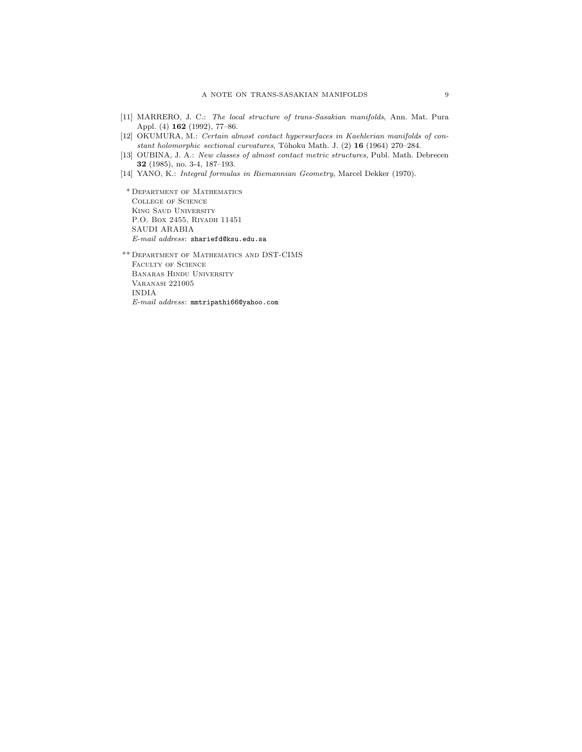[11] MARRERO, J. C.: *The local structure of trans-Sasakian manifolds*, Ann. Mat. Pura Appl. (4) **162** (1992), 77–86.

[12] OKUMURA, M.: *Certain almost contact hypersurfaces in Kaehlerian manifolds of constant holomorphic sectional curvatures*, Tôhoku Math. J. (2) **16** (1964) 270–284.

[13] OUBINA, J. A.: *New classes of almost contact metric structures*, Publ. Math. Debrecen **32** (1985), no. 3-4, 187–193.

[14] YANO, K.: *Integral formulas in Riemannian Geometry*, Marcel Dekker (1970).

\* Department of Mathematics
College of Science
King Saud University
P.O. Box 2455, Riyadh 11451
SAUDI ARABIA
*E-mail address*: shariefd@ksu.edu.sa

\*\* Department of Mathematics and DST-CIMS
Faculty of Science
Banaras Hindu University
Varanasi 221005
INDIA
*E-mail address*: mmtripathi66@yahoo.com